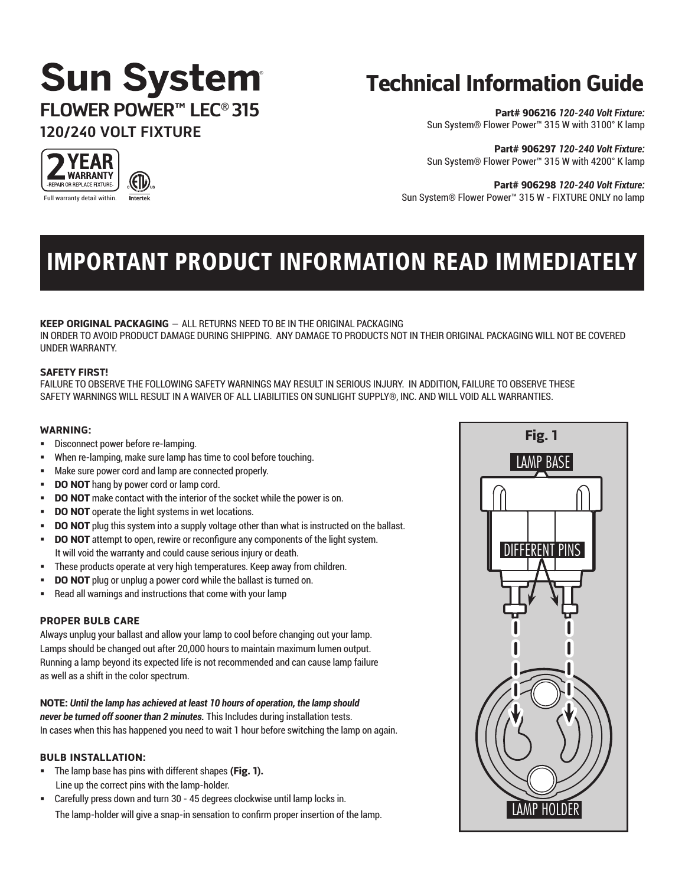# Sun System®

## FLOWER POWER™ LEC® 315

### 120/240 VOLT FIXTURE

2 YEAR WARRANTY -REPAIR OR REPLACE FIXTURE-

Full warranty detail within.

# Technical Information Guide

**Part# 906216** ***120-240 Volt Fixture:***
Sun System® Flower Power™ 315 W with 3100° K lamp

**Part# 906297** ***120-240 Volt Fixture:***
Sun System® Flower Power™ 315 W with 4200° K lamp

**Part# 906298** ***120-240 Volt Fixture:***
Sun System® Flower Power™ 315 W - FIXTURE ONLY no lamp

## IMPORTANT PRODUCT INFORMATION READ IMMEDIATELY

**KEEP ORIGINAL PACKAGING** – ALL RETURNS NEED TO BE IN THE ORIGINAL PACKAGING IN ORDER TO AVOID PRODUCT DAMAGE DURING SHIPPING. ANY DAMAGE TO PRODUCTS NOT IN THEIR ORIGINAL PACKAGING WILL NOT BE COVERED UNDER WARRANTY.

**SAFETY FIRST!**
FAILURE TO OBSERVE THE FOLLOWING SAFETY WARNINGS MAY RESULT IN SERIOUS INJURY. IN ADDITION, FAILURE TO OBSERVE THESE SAFETY WARNINGS WILL RESULT IN A WAIVER OF ALL LIABILITIES ON SUNLIGHT SUPPLY®, INC. AND WILL VOID ALL WARRANTIES.

### WARNING:

- Disconnect power before re-lamping.
- When re-lamping, make sure lamp has time to cool before touching.
- Make sure power cord and lamp are connected properly.
- **DO NOT** hang by power cord or lamp cord.
- **DO NOT** make contact with the interior of the socket while the power is on.
- **DO NOT** operate the light systems in wet locations.
- **DO NOT** plug this system into a supply voltage other than what is instructed on the ballast.
- **DO NOT** attempt to open, rewire or reconfigure any components of the light system. It will void the warranty and could cause serious injury or death.
- These products operate at very high temperatures. Keep away from children.
- **DO NOT** plug or unplug a power cord while the ballast is turned on.
- Read all warnings and instructions that come with your lamp

### PROPER BULB CARE

Always unplug your ballast and allow your lamp to cool before changing out your lamp. Lamps should be changed out after 20,000 hours to maintain maximum lumen output. Running a lamp beyond its expected life is not recommended and can cause lamp failure as well as a shift in the color spectrum.

**NOTE:** ***Until the lamp has achieved at least 10 hours of operation, the lamp should never be turned off sooner than 2 minutes.*** This Includes during installation tests. In cases when this has happened you need to wait 1 hour before switching the lamp on again.

### BULB INSTALLATION:

- The lamp base has pins with different shapes **(Fig. 1).** Line up the correct pins with the lamp-holder.
- Carefully press down and turn 30 - 45 degrees clockwise until lamp locks in. The lamp-holder will give a snap-in sensation to confirm proper insertion of the lamp.

**Fig. 1**

LAMP BASE

DIFFERENT PINS

LAMP HOLDER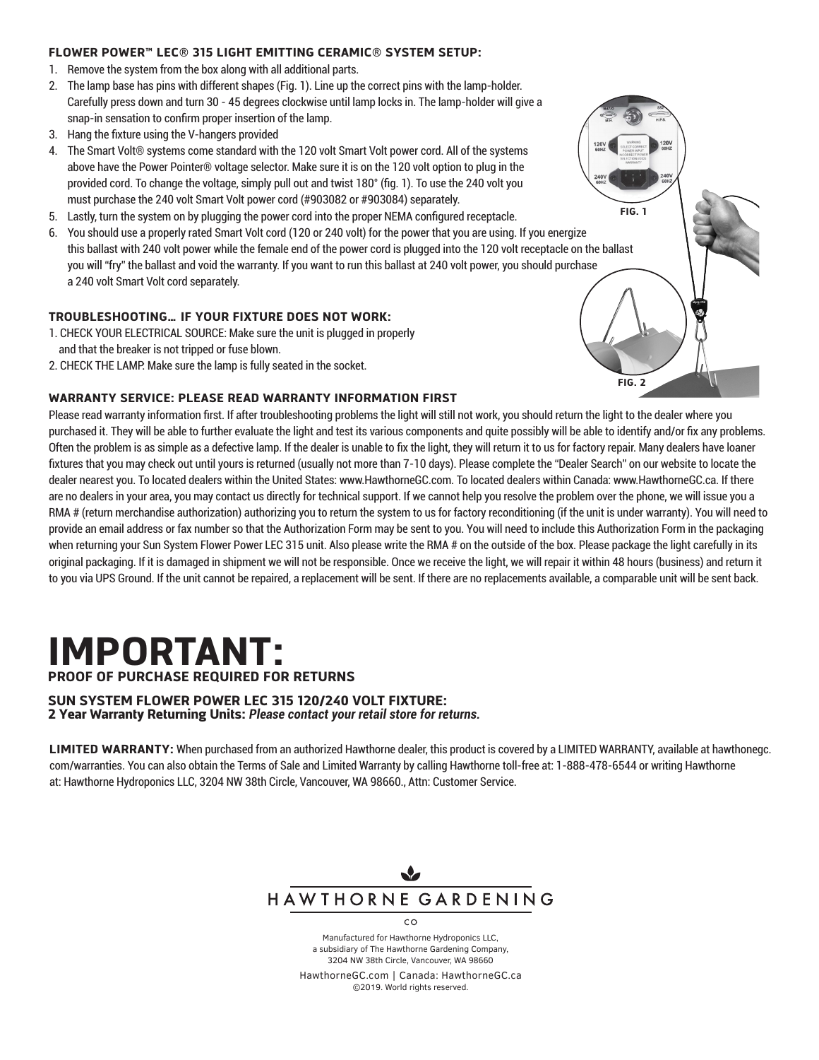### FLOWER POWER™ LEC® 315 LIGHT EMITTING CERAMIC® SYSTEM SETUP:

1. Remove the system from the box along with all additional parts.
2. The lamp base has pins with different shapes (Fig. 1). Line up the correct pins with the lamp-holder. Carefully press down and turn 30 - 45 degrees clockwise until lamp locks in. The lamp-holder will give a snap-in sensation to confirm proper insertion of the lamp.
3. Hang the fixture using the V-hangers provided
4. The Smart Volt® systems come standard with the 120 volt Smart Volt power cord. All of the systems above have the Power Pointer® voltage selector. Make sure it is on the 120 volt option to plug in the provided cord. To change the voltage, simply pull out and twist 180° (fig. 1). To use the 240 volt you must purchase the 240 volt Smart Volt power cord (#903082 or #903084) separately.
5. Lastly, turn the system on by plugging the power cord into the proper NEMA configured receptacle.
6. You should use a properly rated Smart Volt cord (120 or 240 volt) for the power that you are using. If you energize this ballast with 240 volt power while the female end of the power cord is plugged into the 120 volt receptacle on the ballast you will "fry" the ballast and void the warranty. If you want to run this ballast at 240 volt power, you should purchase a 240 volt Smart Volt cord separately.

FIG. 1

FIG. 2

### TROUBLESHOOTING… IF YOUR FIXTURE DOES NOT WORK:

1. CHECK YOUR ELECTRICAL SOURCE: Make sure the unit is plugged in properly and that the breaker is not tripped or fuse blown.
2. CHECK THE LAMP. Make sure the lamp is fully seated in the socket.

### WARRANTY SERVICE: PLEASE READ WARRANTY INFORMATION FIRST

Please read warranty information first. If after troubleshooting problems the light will still not work, you should return the light to the dealer where you purchased it. They will be able to further evaluate the light and test its various components and quite possibly will be able to identify and/or fix any problems. Often the problem is as simple as a defective lamp. If the dealer is unable to fix the light, they will return it to us for factory repair. Many dealers have loaner fixtures that you may check out until yours is returned (usually not more than 7-10 days). Please complete the "Dealer Search" on our website to locate the dealer nearest you. To located dealers within the United States: www.HawthorneGC.com. To located dealers within Canada: www.HawthorneGC.ca. If there are no dealers in your area, you may contact us directly for technical support. If we cannot help you resolve the problem over the phone, we will issue you a RMA # (return merchandise authorization) authorizing you to return the system to us for factory reconditioning (if the unit is under warranty). You will need to provide an email address or fax number so that the Authorization Form may be sent to you. You will need to include this Authorization Form in the packaging when returning your Sun System Flower Power LEC 315 unit. Also please write the RMA # on the outside of the box. Please package the light carefully in its original packaging. If it is damaged in shipment we will not be responsible. Once we receive the light, we will repair it within 48 hours (business) and return it to you via UPS Ground. If the unit cannot be repaired, a replacement will be sent. If there are no replacements available, a comparable unit will be sent back.

# IMPORTANT:

## PROOF OF PURCHASE REQUIRED FOR RETURNS

### SUN SYSTEM FLOWER POWER LEC 315 120/240 VOLT FIXTURE:

**2 Year Warranty Returning Units:** ***Please contact your retail store for returns.***

**LIMITED WARRANTY:** When purchased from an authorized Hawthorne dealer, this product is covered by a LIMITED WARRANTY, available at hawthonegc.com/warranties. You can also obtain the Terms of Sale and Limited Warranty by calling Hawthorne toll-free at: 1-888-478-6544 or writing Hawthorne at: Hawthorne Hydroponics LLC, 3204 NW 38th Circle, Vancouver, WA 98660., Attn: Customer Service.

HAWTHORNE GARDENING CO

Manufactured for Hawthorne Hydroponics LLC,
a subsidiary of The Hawthorne Gardening Company,
3204 NW 38th Circle, Vancouver, WA 98660

HawthorneGC.com | Canada: HawthorneGC.ca
©2019. World rights reserved.